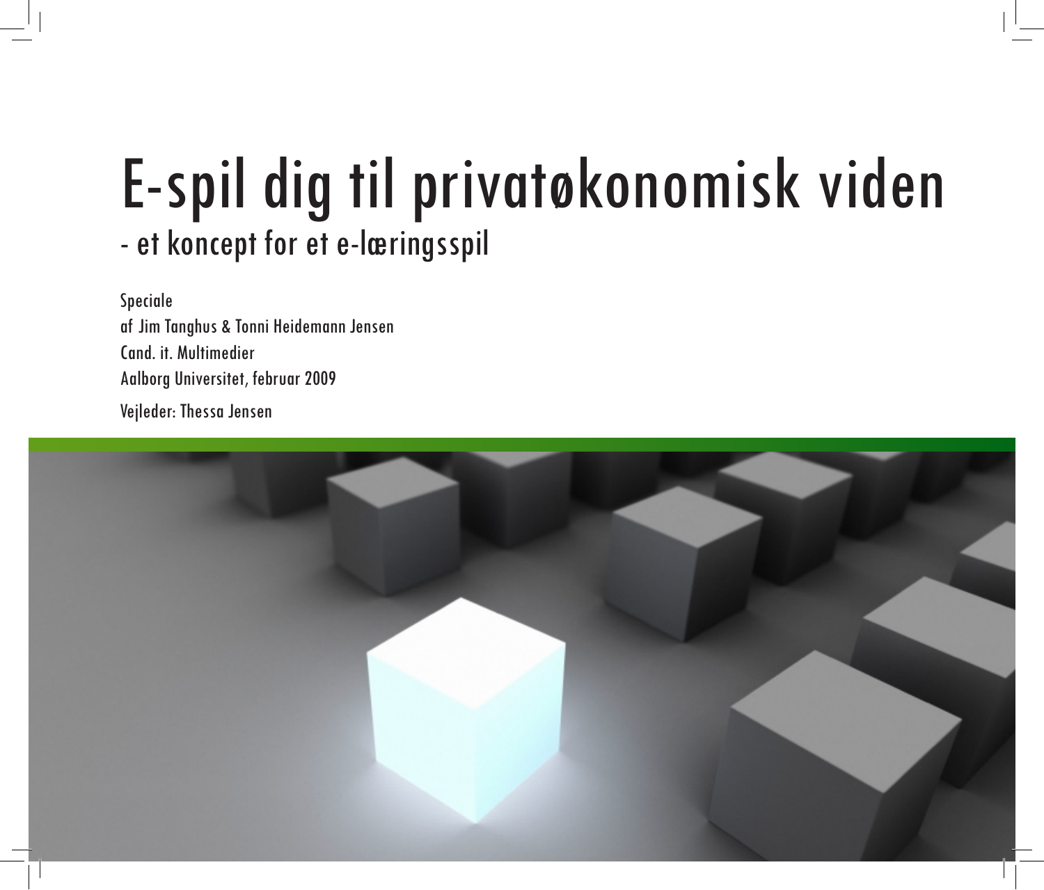# E-spil dig til privatøkonomisk viden

## - et koncept for et e-læringsspil

Speciale
af Jim Tanghus & Tonni Heidemann Jensen
Cand. it. Multimedier
Aalborg Universitet, februar 2009

Vejleder: Thessa Jensen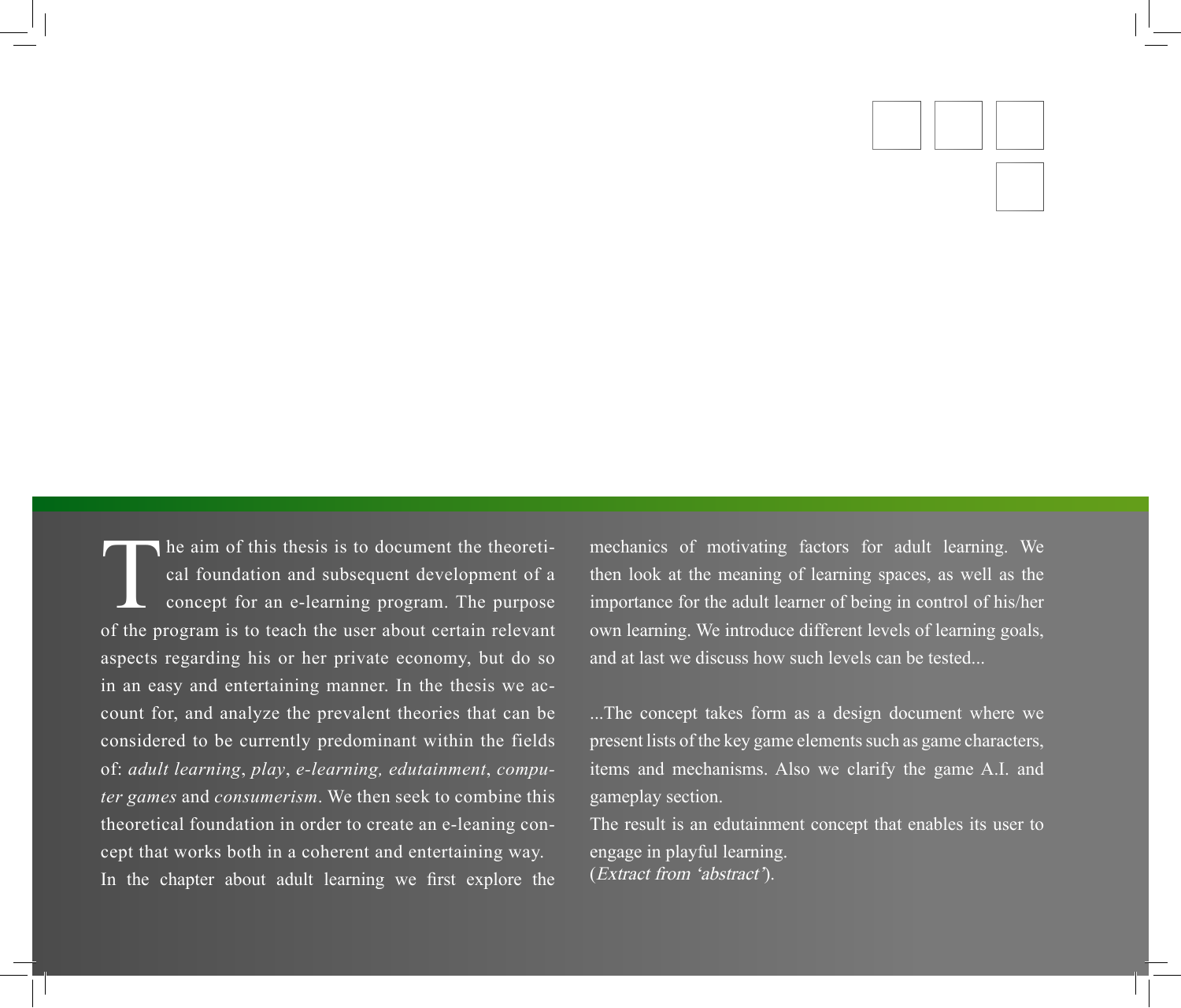The aim of this thesis is to document the theoretical foundation and subsequent development of a concept for an e-learning program. The purpose of the program is to teach the user about certain relevant aspects regarding his or her private economy, but do so in an easy and entertaining manner. In the thesis we account for, and analyze the prevalent theories that can be considered to be currently predominant within the fields of: *adult learning*, *play*, *e-learning, edutainment*, *computer games* and *consumerism*. We then seek to combine this theoretical foundation in order to create an e-leaning concept that works both in a coherent and entertaining way.

In the chapter about adult learning we first explore the mechanics of motivating factors for adult learning. We then look at the meaning of learning spaces, as well as the importance for the adult learner of being in control of his/her own learning. We introduce different levels of learning goals, and at last we discuss how such levels can be tested...

...The concept takes form as a design document where we present lists of the key game elements such as game characters, items and mechanisms. Also we clarify the game A.I. and gameplay section.

The result is an edutainment concept that enables its user to engage in playful learning.

(*Extract from 'abstract'*).